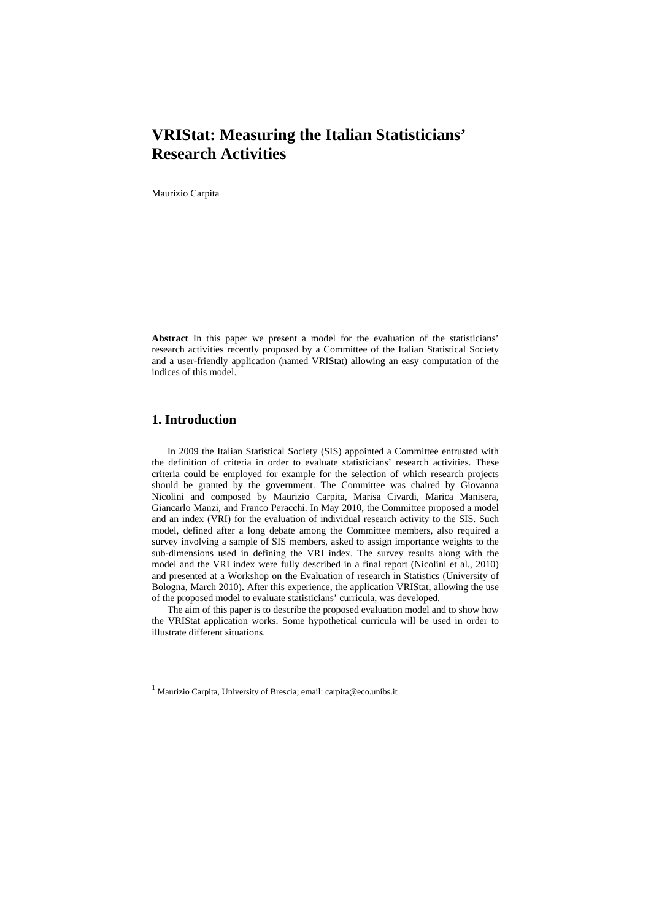# VRIStat: Measuring the Italian Statisticians' Research Activities

Maurizio Carpita

**Abstract** In this paper we present a model for the evaluation of the statisticians' research activities recently proposed by a Committee of the Italian Statistical Society and a user-friendly application (named VRIStat) allowing an easy computation of the indices of this model.

## 1. Introduction

In 2009 the Italian Statistical Society (SIS) appointed a Committee entrusted with the definition of criteria in order to evaluate statisticians' research activities. These criteria could be employed for example for the selection of which research projects should be granted by the government. The Committee was chaired by Giovanna Nicolini and composed by Maurizio Carpita, Marisa Civardi, Marica Manisera, Giancarlo Manzi, and Franco Peracchi. In May 2010, the Committee proposed a model and an index (VRI) for the evaluation of individual research activity to the SIS. Such model, defined after a long debate among the Committee members, also required a survey involving a sample of SIS members, asked to assign importance weights to the sub-dimensions used in defining the VRI index. The survey results along with the model and the VRI index were fully described in a final report (Nicolini et al., 2010) and presented at a Workshop on the Evaluation of research in Statistics (University of Bologna, March 2010). After this experience, the application VRIStat, allowing the use of the proposed model to evaluate statisticians' curricula, was developed.

The aim of this paper is to describe the proposed evaluation model and to show how the VRIStat application works. Some hypothetical curricula will be used in order to illustrate different situations.

[1] Maurizio Carpita, University of Brescia; email: carpita@eco.unibs.it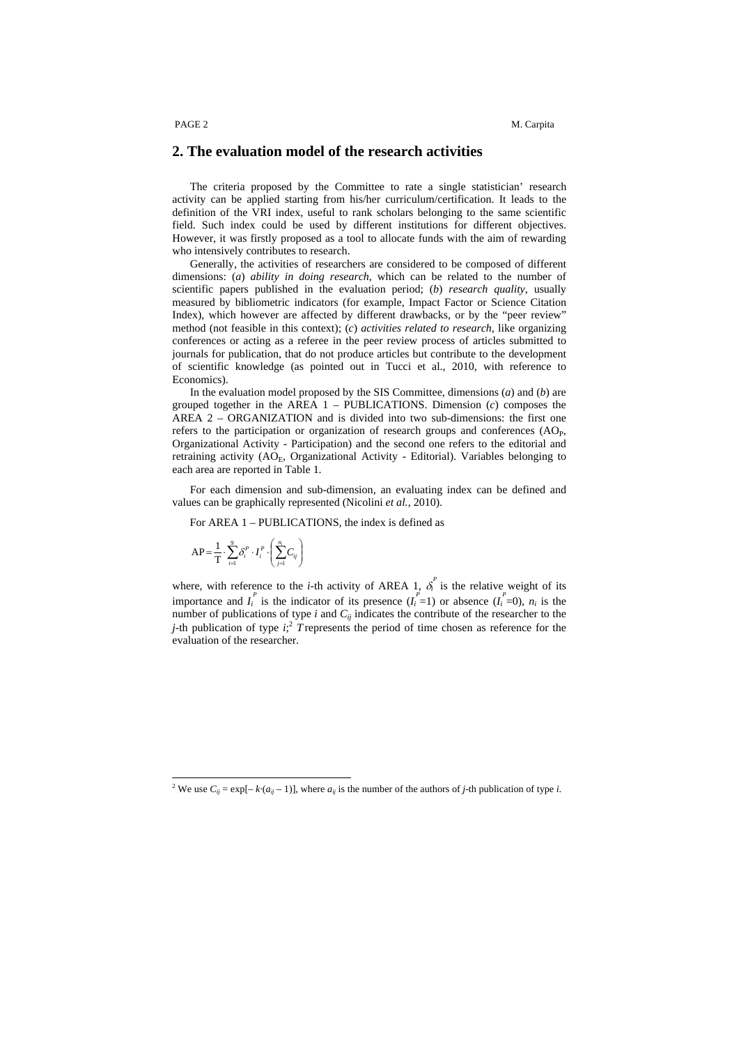## 2. The evaluation model of the research activities

The criteria proposed by the Committee to rate a single statistician' research activity can be applied starting from his/her curriculum/certification. It leads to the definition of the VRI index, useful to rank scholars belonging to the same scientific field. Such index could be used by different institutions for different objectives. However, it was firstly proposed as a tool to allocate funds with the aim of rewarding who intensively contributes to research.

Generally, the activities of researchers are considered to be composed of different dimensions: (*a*) *ability in doing research*, which can be related to the number of scientific papers published in the evaluation period; (*b*) *research quality*, usually measured by bibliometric indicators (for example, Impact Factor or Science Citation Index), which however are affected by different drawbacks, or by the "peer review" method (not feasible in this context); (*c*) *activities related to research*, like organizing conferences or acting as a referee in the peer review process of articles submitted to journals for publication, that do not produce articles but contribute to the development of scientific knowledge (as pointed out in Tucci et al., 2010, with reference to Economics).

In the evaluation model proposed by the SIS Committee, dimensions (*a*) and (*b*) are grouped together in the AREA 1 – PUBLICATIONS. Dimension (*c*) composes the AREA 2 – ORGANIZATION and is divided into two sub-dimensions: the first one refers to the participation or organization of research groups and conferences ($AO_P$, Organizational Activity - Participation) and the second one refers to the editorial and retraining activity ($AO_E$, Organizational Activity - Editorial). Variables belonging to each area are reported in Table 1.

For each dimension and sub-dimension, an evaluating index can be defined and values can be graphically represented (Nicolini *et al.*, 2010).

For AREA 1 – PUBLICATIONS, the index is defined as

$$\mathrm{AP} = \frac{1}{\mathrm{T}} \cdot \sum_{i=1}^{9} \delta_i^P \cdot I_i^P \cdot \left( \sum_{j=1}^{n_i} C_{ij} \right)$$

where, with reference to the *i*-th activity of AREA 1, $\delta_i^P$ is the relative weight of its importance and $I_i^P$ is the indicator of its presence ($I_i^P=1$) or absence ($I_i^P=0$), $n_i$ is the number of publications of type *i* and $C_{ij}$ indicates the contribute of the researcher to the *j*-th publication of type *i*;[2] *T* represents the period of time chosen as reference for the evaluation of the researcher.

[2] We use $C_{ij} = \exp[-k \cdot (a_{ij} - 1)]$, where $a_{ij}$ is the number of the authors of *j*-th publication of type *i*.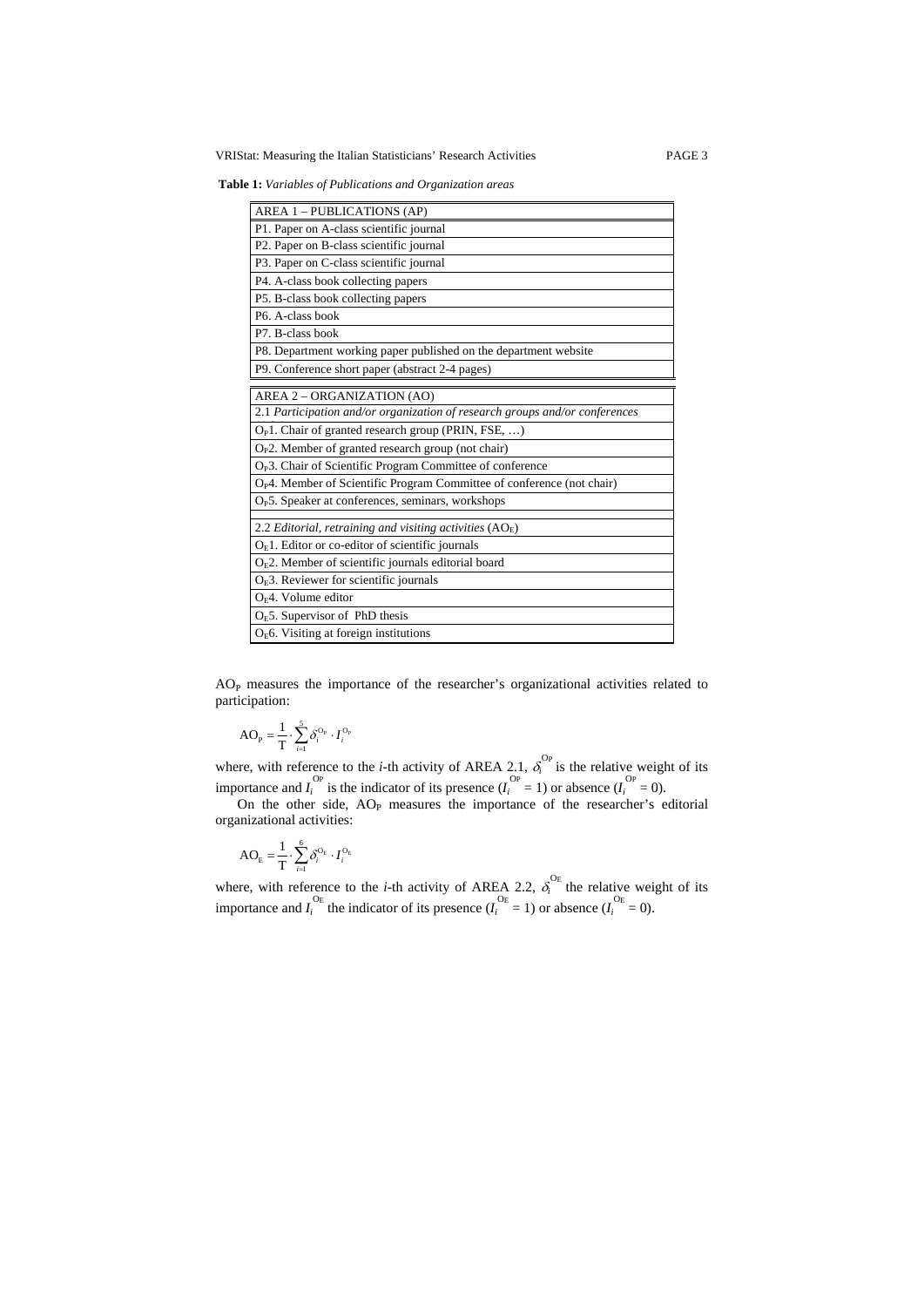**Table 1:** *Variables of Publications and Organization areas*

| AREA 1 – PUBLICATIONS (AP) |
|---|
| P1. Paper on A-class scientific journal |
| P2. Paper on B-class scientific journal |
| P3. Paper on C-class scientific journal |
| P4. A-class book collecting papers |
| P5. B-class book collecting papers |
| P6. A-class book |
| P7. B-class book |
| P8. Department working paper published on the department website |
| P9. Conference short paper (abstract 2-4 pages) |

| AREA 2 – ORGANIZATION (AO) |
|---|
| 2.1 *Participation and/or organization of research groups and/or conferences* |
| $O_P$1. Chair of granted research group (PRIN, FSE, …) |
| $O_P$2. Member of granted research group (not chair) |
| $O_P$3. Chair of Scientific Program Committee of conference |
| $O_P$4. Member of Scientific Program Committee of conference (not chair) |
| $O_P$5. Speaker at conferences, seminars, workshops |
| 2.2 *Editorial, retraining and visiting activities* ($AO_E$) |
| $O_E$1. Editor or co-editor of scientific journals |
| $O_E$2. Member of scientific journals editorial board |
| $O_E$3. Reviewer for scientific journals |
| $O_E$4. Volume editor |
| $O_E$5. Supervisor of PhD thesis |
| $O_E$6. Visiting at foreign institutions |

$AO_P$ measures the importance of the researcher's organizational activities related to participation:

$$AO_P = \frac{1}{T} \cdot \sum_{i=1}^{5} \delta_i^{O_P} \cdot I_i^{O_P}$$

where, with reference to the *i*-th activity of AREA 2.1, $\delta_i^{OP}$ is the relative weight of its importance and $I_i^{OP}$ is the indicator of its presence ($I_i^{OP} = 1$) or absence ($I_i^{OP} = 0$).

On the other side, $AO_P$ measures the importance of the researcher's editorial organizational activities:

$$AO_E = \frac{1}{T} \cdot \sum_{i=1}^{6} \delta_i^{O_E} \cdot I_i^{O_E}$$

where, with reference to the *i*-th activity of AREA 2.2, $\delta_i^{OE}$ the relative weight of its importance and $I_i^{OE}$ the indicator of its presence ($I_i^{OE} = 1$) or absence ($I_i^{OE} = 0$).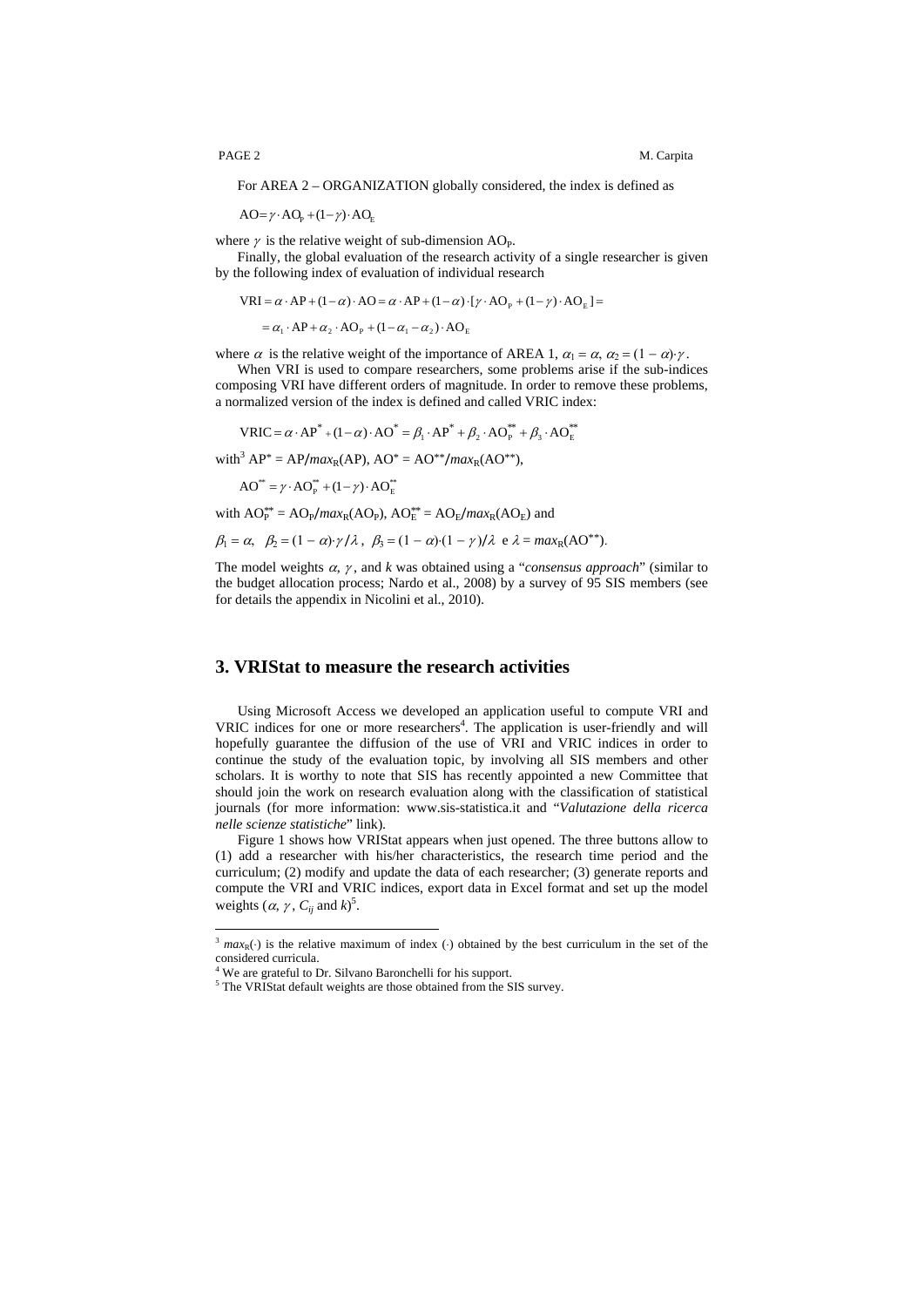For AREA 2 – ORGANIZATION globally considered, the index is defined as

$$\mathrm{AO} = \gamma \cdot \mathrm{AO_P} + (1-\gamma) \cdot \mathrm{AO_E}$$

where $\gamma$ is the relative weight of sub-dimension $\mathrm{AO_P}$.

Finally, the global evaluation of the research activity of a single researcher is given by the following index of evaluation of individual research

$$\mathrm{VRI} = \alpha \cdot \mathrm{AP} + (1-\alpha) \cdot \mathrm{AO} = \alpha \cdot \mathrm{AP} + (1-\alpha) \cdot [\gamma \cdot \mathrm{AO_P} + (1-\gamma) \cdot \mathrm{AO_E}] =$$

$$= \alpha_1 \cdot \mathrm{AP} + \alpha_2 \cdot \mathrm{AO_P} + (1 - \alpha_1 - \alpha_2) \cdot \mathrm{AO_E}$$

where $\alpha$ is the relative weight of the importance of AREA 1, $\alpha_1 = \alpha$, $\alpha_2 = (1 - \alpha) \cdot \gamma$.

When VRI is used to compare researchers, some problems arise if the sub-indices composing VRI have different orders of magnitude. In order to remove these problems, a normalized version of the index is defined and called VRIC index:

$$\mathrm{VRIC} = \alpha \cdot \mathrm{AP}^* + (1-\alpha) \cdot \mathrm{AO}^* = \beta_1 \cdot \mathrm{AP}^* + \beta_2 \cdot \mathrm{AO_P^{**}} + \beta_3 \cdot \mathrm{AO_E^{**}}$$

with[3] $\mathrm{AP}^* = \mathrm{AP}/max_R(\mathrm{AP})$, $\mathrm{AO}^* = \mathrm{AO}^{**}/max_R(\mathrm{AO}^{**})$,

$$\mathrm{AO}^{**} = \gamma \cdot \mathrm{AO_P^{**}} + (1-\gamma) \cdot \mathrm{AO_E^{**}}$$

with $\mathrm{AO_P^{**}} = \mathrm{AO_P}/max_R(\mathrm{AO_P})$, $\mathrm{AO_E^{**}} = \mathrm{AO_E}/max_R(\mathrm{AO_E})$ and

$\beta_1 = \alpha$, $\beta_2 = (1 - \alpha) \cdot \gamma / \lambda$, $\beta_3 = (1 - \alpha) \cdot (1 - \gamma) / \lambda$ e $\lambda = max_R(\mathrm{AO}^{**})$.

The model weights $\alpha$, $\gamma$, and $k$ was obtained using a "*consensus approach*" (similar to the budget allocation process; Nardo et al., 2008) by a survey of 95 SIS members (see for details the appendix in Nicolini et al., 2010).

## 3. VRIStat to measure the research activities

Using Microsoft Access we developed an application useful to compute VRI and VRIC indices for one or more researchers[4]. The application is user-friendly and will hopefully guarantee the diffusion of the use of VRI and VRIC indices in order to continue the study of the evaluation topic, by involving all SIS members and other scholars. It is worthy to note that SIS has recently appointed a new Committee that should join the work on research evaluation along with the classification of statistical journals (for more information: www.sis-statistica.it and "*Valutazione della ricerca nelle scienze statistiche*" link).

Figure 1 shows how VRIStat appears when just opened. The three buttons allow to (1) add a researcher with his/her characteristics, the research time period and the curriculum; (2) modify and update the data of each researcher; (3) generate reports and compute the VRI and VRIC indices, export data in Excel format and set up the model weights ($\alpha$, $\gamma$, $C_{ij}$ and $k$)[5].

---

[3] $max_R(\cdot)$ is the relative maximum of index $(\cdot)$ obtained by the best curriculum in the set of the considered curricula.

[4] We are grateful to Dr. Silvano Baronchelli for his support.

[5] The VRIStat default weights are those obtained from the SIS survey.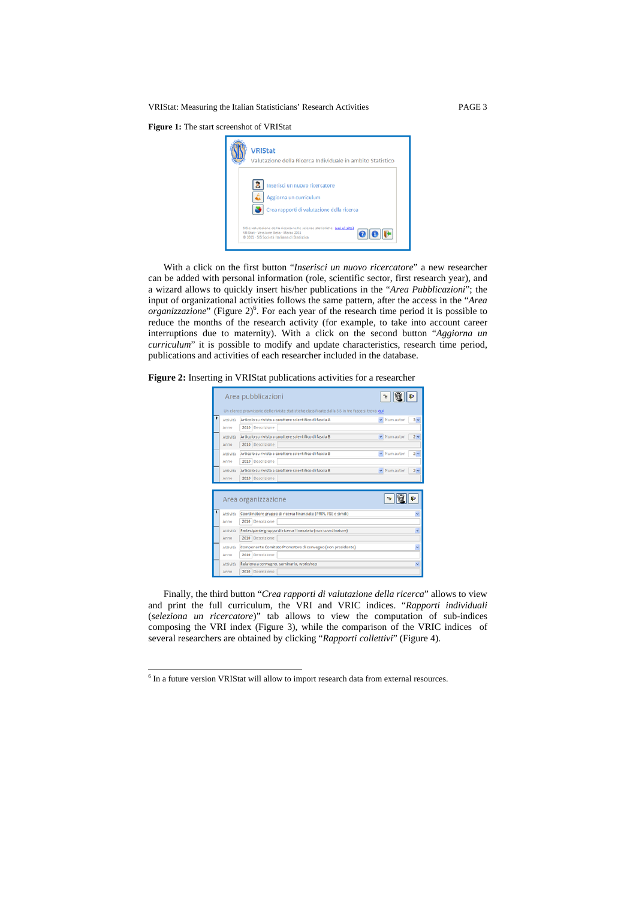**Figure 1:** The start screenshot of VRIStat

With a click on the first button "*Inserisci un nuovo ricercatore*" a new researcher can be added with personal information (role, scientific sector, first research year), and a wizard allows to quickly insert his/her publications in the "*Area Pubblicazioni*"; the input of organizational activities follows the same pattern, after the access in the "*Area organizzazione*" (Figure 2)[6]. For each year of the research time period it is possible to reduce the months of the research activity (for example, to take into account career interruptions due to maternity). With a click on the second button "*Aggiorna un curriculum*" it is possible to modify and update characteristics, research time period, publications and activities of each researcher included in the database.

**Figure 2:** Inserting in VRIStat publications activities for a researcher

Finally, the third button "*Crea rapporti di valutazione della ricerca*" allows to view and print the full curriculum, the VRI and VRIC indices. "*Rapporti individuali* (*seleziona un ricercatore*)" tab allows to view the computation of sub-indices composing the VRI index (Figure 3), while the comparison of the VRIC indices of several researchers are obtained by clicking "*Rapporti collettivi*" (Figure 4).

[6] In a future version VRIStat will allow to import research data from external resources.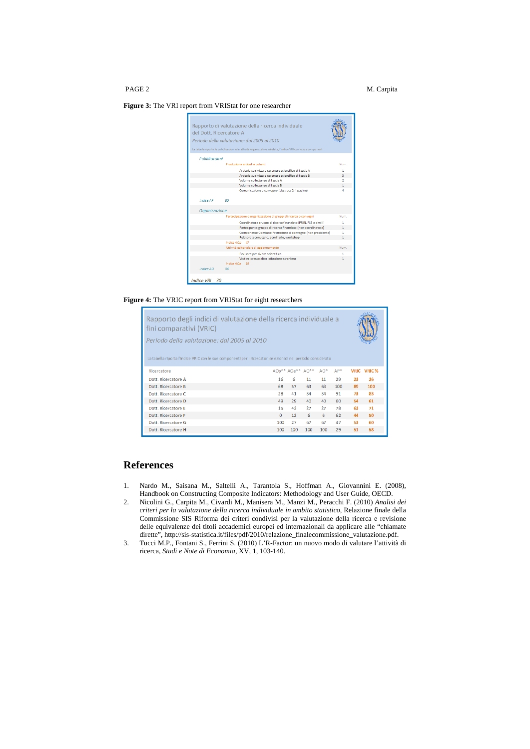**Figure 3:** The VRI report from VRIStat for one researcher

Rapporto di valutazione della ricerca individuale
del Dott. Ricercatore A
*Periodo della valutazione: dal 2005 al 2010*

La tabella riporta le pubblicazioni e le attività organizzative valutate, l'indice VRI con le sue componenti

*Pubblicazioni*

| Produzione articoli e volumi | Num. |
|---|---|
| Articolo su rivista a carattere scientifico di fascia A | 1 |
| Articolo su rivista a carattere scientifico di fascia B | 3 |
| Volume collettaneo di fascia A | 2 |
| Volume collettaneo di fascia B | 1 |
| Comunicazione a convegno (abstract 2-4 pagine) | 4 |

*Indice AP* 86

*Organizzazione*

| Partecipazione e organizzazione di gruppi di ricerca o convegni | Num. |
|---|---|
| Coordinatore gruppo di ricerca finanziato (PRIN, FSE e simili) | 1 |
| Partecipante gruppo di ricerca finanziato (non coordinatore) | 1 |
| Componente Comitato Promotore di convegno (non presidente) | 1 |
| Relatore a convegno, seminario, workshop | 1 |

*Indice AOp* 47

| Attività editoriale e di aggiornamento | Num. |
|---|---|
| Revisore per rivista scientifica | 1 |
| Visiting presso altre istituzioni straniere | 1 |

*Indice AOe* 19

*Indice AO* 34

*Indice VRI* 70

**Figure 4:** The VRIC report from VRIStat for eight researchers

Rapporto degli indici di valutazione della ricerca individuale a fini comparativi (VRIC)
*Periodo della valutazione: dal 2005 al 2010*

La tabella riporta l'indice VRIC con le sue componenti per i ricercatori selezionati nel periodo considerato

| Ricercatore | AOp** | AOe** | AO** | AO* | AP* | VRIC | VRIC % |
|---|---|---|---|---|---|---|---|
| Dott. Ricercatore A | 16 | 6 | 11 | 11 | 29 | 23 | 26 |
| Dott. Ricercatore B | 68 | 57 | 63 | 63 | 100 | 89 | 100 |
| Dott. Ricercatore C | 28 | 41 | 34 | 34 | 91 | 73 | 83 |
| Dott. Ricercatore D | 49 | 29 | 40 | 40 | 60 | 54 | 61 |
| Dott. Ricercatore E | 15 | 43 | 27 | 27 | 78 | 63 | 71 |
| Dott. Ricercatore F | 0 | 12 | 6 | 6 | 62 | 44 | 50 |
| Dott. Ricercatore G | 100 | 27 | 67 | 67 | 47 | 53 | 60 |
| Dott. Ricercatore H | 100 | 100 | 100 | 100 | 29 | 51 | 58 |

## References

1. Nardo M., Saisana M., Saltelli A., Tarantola S., Hoffman A., Giovannini E. (2008), Handbook on Constructing Composite Indicators: Methodology and User Guide, OECD.
2. Nicolini G., Carpita M., Civardi M., Manisera M., Manzi M., Peracchi F. (2010) *Analisi dei criteri per la valutazione della ricerca individuale in ambito statistico*, Relazione finale della Commissione SIS Riforma dei criteri condivisi per la valutazione della ricerca e revisione delle equivalenze dei titoli accademici europei ed internazionali da applicare alle "chiamate dirette", http://sis-statistica.it/files/pdf/2010/relazione_finalecommissione_valutazione.pdf.
3. Tucci M.P., Fontani S., Ferrini S. (2010) L'R-Factor: un nuovo modo di valutare l'attività di ricerca, *Studi e Note di Economia*, XV, 1, 103-140.